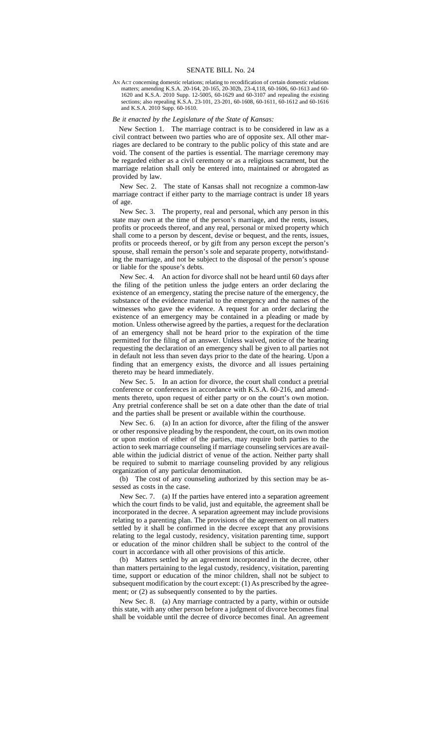# SENATE BILL No. 24

AN ACT concerning domestic relations; relating to recodification of certain domestic relations matters; amending K.S.A. 20-164, 20-165, 20-302b, 23-4,118, 60-1606, 60-1613 and 60-1620 and K.S.A. 2010 Supp. 12-5005, 60-1629 and 60-3107 and repealing the existing sections; also repealing K.S.A. 23-101, 23-201, 60-1608, 60-1611, 60-1612 and 60-1616 and K.S.A. 2010 Supp. 60-1610.

*Be it enacted by the Legislature of the State of Kansas:*

New Section 1. The marriage contract is to be considered in law as a civil contract between two parties who are of opposite sex. All other marriages are declared to be contrary to the public policy of this state and are void. The consent of the parties is essential. The marriage ceremony may be regarded either as a civil ceremony or as a religious sacrament, but the marriage relation shall only be entered into, maintained or abrogated as provided by law.

New Sec. 2. The state of Kansas shall not recognize a common-law marriage contract if either party to the marriage contract is under 18 years of age.

New Sec. 3. The property, real and personal, which any person in this state may own at the time of the person's marriage, and the rents, issues, profits or proceeds thereof, and any real, personal or mixed property which shall come to a person by descent, devise or bequest, and the rents, issues, profits or proceeds thereof, or by gift from any person except the person's spouse, shall remain the person's sole and separate property, notwithstanding the marriage, and not be subject to the disposal of the person's spouse or liable for the spouse's debts.

New Sec. 4. An action for divorce shall not be heard until 60 days after the filing of the petition unless the judge enters an order declaring the existence of an emergency, stating the precise nature of the emergency, the substance of the evidence material to the emergency and the names of the witnesses who gave the evidence. A request for an order declaring the existence of an emergency may be contained in a pleading or made by motion. Unless otherwise agreed by the parties, a request for the declaration of an emergency shall not be heard prior to the expiration of the time permitted for the filing of an answer. Unless waived, notice of the hearing requesting the declaration of an emergency shall be given to all parties not in default not less than seven days prior to the date of the hearing. Upon a finding that an emergency exists, the divorce and all issues pertaining thereto may be heard immediately.

New Sec. 5. In an action for divorce, the court shall conduct a pretrial conference or conferences in accordance with K.S.A. 60-216, and amendments thereto, upon request of either party or on the court's own motion. Any pretrial conference shall be set on a date other than the date of trial and the parties shall be present or available within the courthouse.

New Sec. 6. (a) In an action for divorce, after the filing of the answer or other responsive pleading by the respondent, the court, on its own motion or upon motion of either of the parties, may require both parties to the action to seek marriage counseling if marriage counseling services are available within the judicial district of venue of the action. Neither party shall be required to submit to marriage counseling provided by any religious organization of any particular denomination.

(b) The cost of any counseling authorized by this section may be assessed as costs in the case.

New Sec. 7. (a) If the parties have entered into a separation agreement which the court finds to be valid, just and equitable, the agreement shall be incorporated in the decree. A separation agreement may include provisions relating to a parenting plan. The provisions of the agreement on all matters settled by it shall be confirmed in the decree except that any provisions relating to the legal custody, residency, visitation parenting time, support or education of the minor children shall be subject to the control of the court in accordance with all other provisions of this article.

(b) Matters settled by an agreement incorporated in the decree, other than matters pertaining to the legal custody, residency, visitation, parenting time, support or education of the minor children, shall not be subject to subsequent modification by the court except: (1) As prescribed by the agreement; or (2) as subsequently consented to by the parties.

New Sec. 8. (a) Any marriage contracted by a party, within or outside this state, with any other person before a judgment of divorce becomes final shall be voidable until the decree of divorce becomes final. An agreement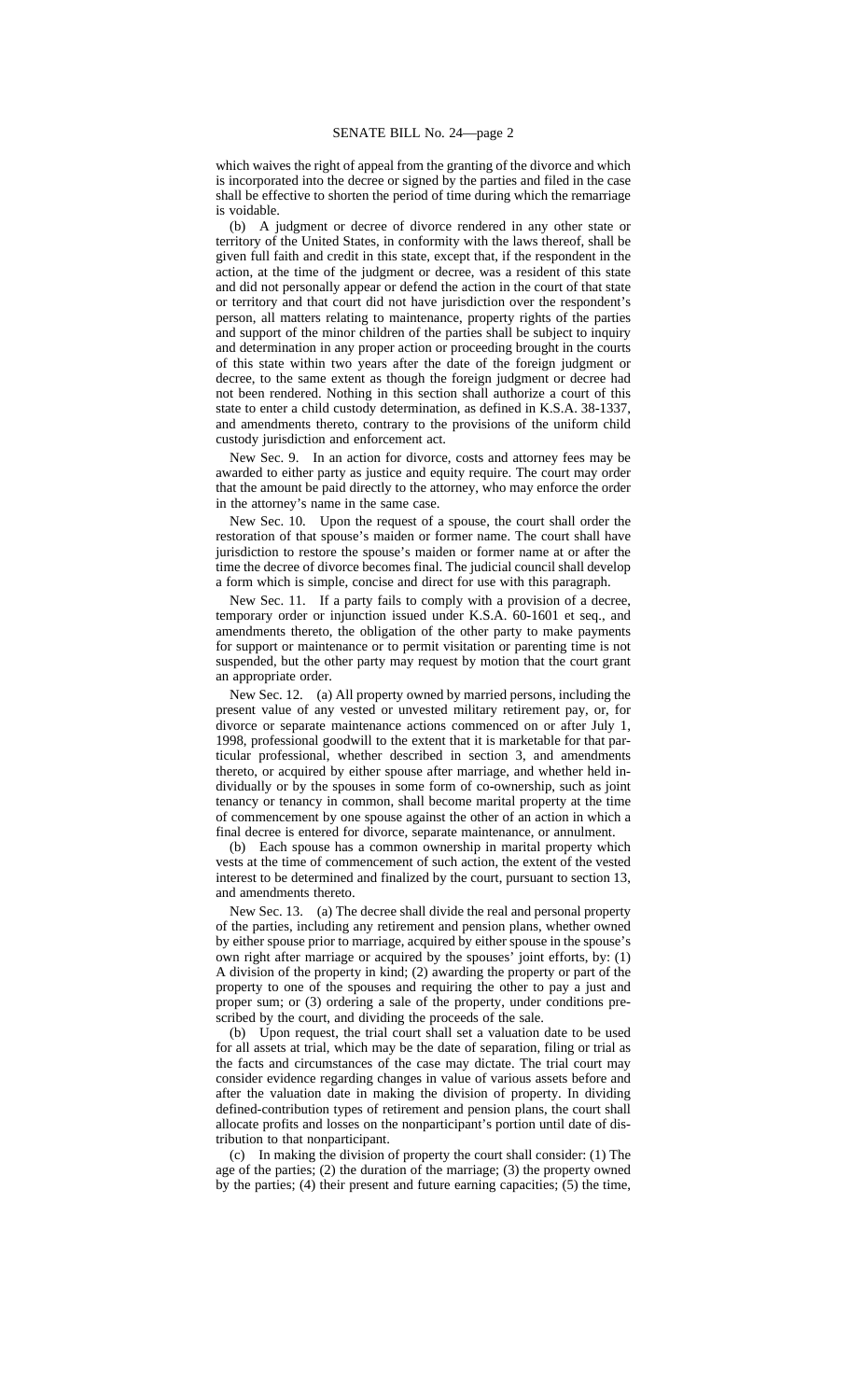which waives the right of appeal from the granting of the divorce and which is incorporated into the decree or signed by the parties and filed in the case shall be effective to shorten the period of time during which the remarriage is voidable.

(b) A judgment or decree of divorce rendered in any other state or territory of the United States, in conformity with the laws thereof, shall be given full faith and credit in this state, except that, if the respondent in the action, at the time of the judgment or decree, was a resident of this state and did not personally appear or defend the action in the court of that state or territory and that court did not have jurisdiction over the respondent's person, all matters relating to maintenance, property rights of the parties and support of the minor children of the parties shall be subject to inquiry and determination in any proper action or proceeding brought in the courts of this state within two years after the date of the foreign judgment or decree, to the same extent as though the foreign judgment or decree had not been rendered. Nothing in this section shall authorize a court of this state to enter a child custody determination, as defined in K.S.A. 38-1337, and amendments thereto, contrary to the provisions of the uniform child custody jurisdiction and enforcement act.

New Sec. 9. In an action for divorce, costs and attorney fees may be awarded to either party as justice and equity require. The court may order that the amount be paid directly to the attorney, who may enforce the order in the attorney's name in the same case.

New Sec. 10. Upon the request of a spouse, the court shall order the restoration of that spouse's maiden or former name. The court shall have jurisdiction to restore the spouse's maiden or former name at or after the time the decree of divorce becomes final. The judicial council shall develop a form which is simple, concise and direct for use with this paragraph.

New Sec. 11. If a party fails to comply with a provision of a decree, temporary order or injunction issued under K.S.A. 60-1601 et seq., and amendments thereto, the obligation of the other party to make payments for support or maintenance or to permit visitation or parenting time is not suspended, but the other party may request by motion that the court grant an appropriate order.

New Sec. 12. (a) All property owned by married persons, including the present value of any vested or unvested military retirement pay, or, for divorce or separate maintenance actions commenced on or after July 1, 1998, professional goodwill to the extent that it is marketable for that particular professional, whether described in section 3, and amendments thereto, or acquired by either spouse after marriage, and whether held individually or by the spouses in some form of co-ownership, such as joint tenancy or tenancy in common, shall become marital property at the time of commencement by one spouse against the other of an action in which a final decree is entered for divorce, separate maintenance, or annulment.

(b) Each spouse has a common ownership in marital property which vests at the time of commencement of such action, the extent of the vested interest to be determined and finalized by the court, pursuant to section 13, and amendments thereto.

New Sec. 13. (a) The decree shall divide the real and personal property of the parties, including any retirement and pension plans, whether owned by either spouse prior to marriage, acquired by either spouse in the spouse's own right after marriage or acquired by the spouses' joint efforts, by: (1) A division of the property in kind; (2) awarding the property or part of the property to one of the spouses and requiring the other to pay a just and proper sum; or (3) ordering a sale of the property, under conditions prescribed by the court, and dividing the proceeds of the sale.

(b) Upon request, the trial court shall set a valuation date to be used for all assets at trial, which may be the date of separation, filing or trial as the facts and circumstances of the case may dictate. The trial court may consider evidence regarding changes in value of various assets before and after the valuation date in making the division of property. In dividing defined-contribution types of retirement and pension plans, the court shall allocate profits and losses on the nonparticipant's portion until date of distribution to that nonparticipant.

(c) In making the division of property the court shall consider: (1) The age of the parties; (2) the duration of the marriage; (3) the property owned by the parties; (4) their present and future earning capacities; (5) the time,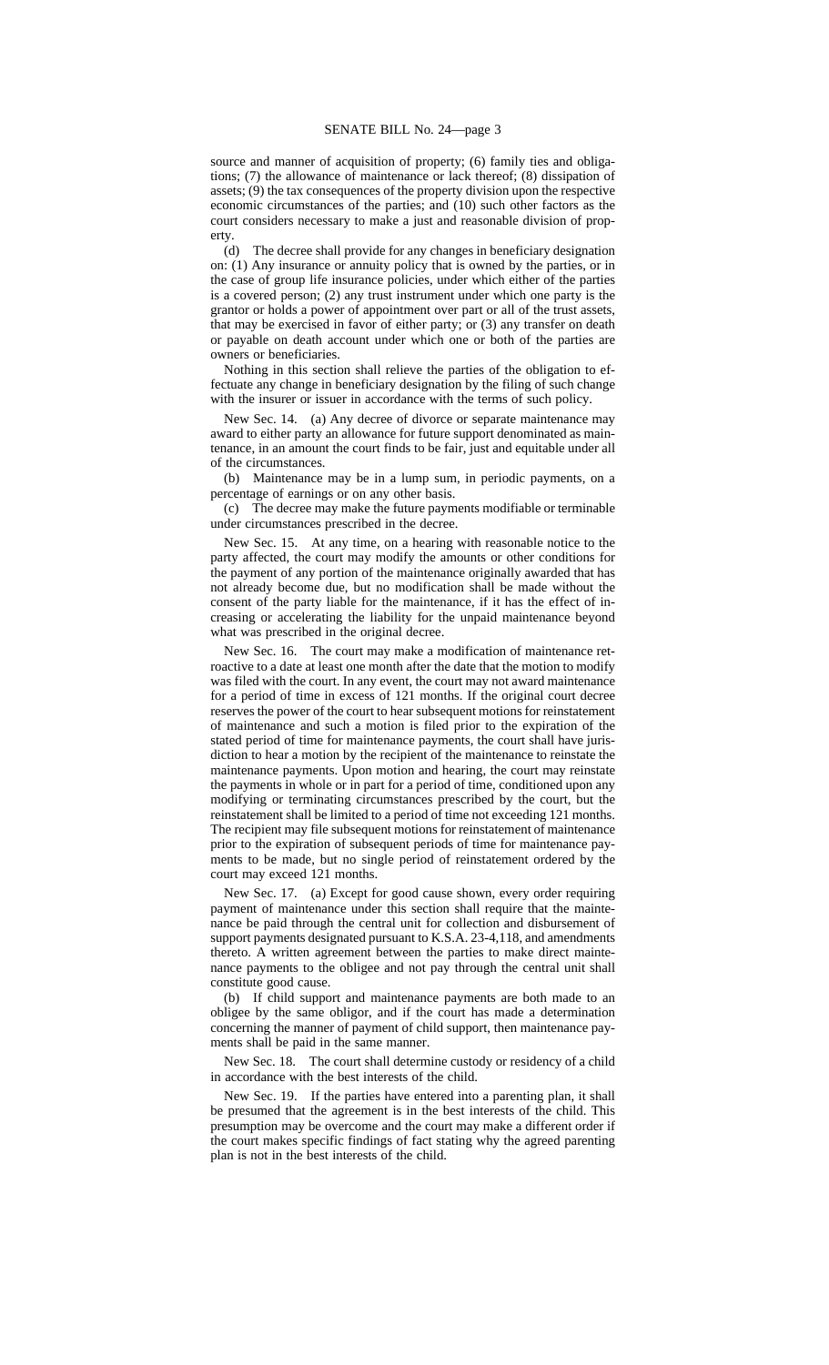source and manner of acquisition of property; (6) family ties and obligations; (7) the allowance of maintenance or lack thereof; (8) dissipation of assets; (9) the tax consequences of the property division upon the respective economic circumstances of the parties; and (10) such other factors as the court considers necessary to make a just and reasonable division of property.

(d) The decree shall provide for any changes in beneficiary designation on: (1) Any insurance or annuity policy that is owned by the parties, or in the case of group life insurance policies, under which either of the parties is a covered person; (2) any trust instrument under which one party is the grantor or holds a power of appointment over part or all of the trust assets, that may be exercised in favor of either party; or (3) any transfer on death or payable on death account under which one or both of the parties are owners or beneficiaries.

Nothing in this section shall relieve the parties of the obligation to effectuate any change in beneficiary designation by the filing of such change with the insurer or issuer in accordance with the terms of such policy.

New Sec. 14. (a) Any decree of divorce or separate maintenance may award to either party an allowance for future support denominated as maintenance, in an amount the court finds to be fair, just and equitable under all of the circumstances.

(b) Maintenance may be in a lump sum, in periodic payments, on a percentage of earnings or on any other basis.

(c) The decree may make the future payments modifiable or terminable under circumstances prescribed in the decree.

New Sec. 15. At any time, on a hearing with reasonable notice to the party affected, the court may modify the amounts or other conditions for the payment of any portion of the maintenance originally awarded that has not already become due, but no modification shall be made without the consent of the party liable for the maintenance, if it has the effect of increasing or accelerating the liability for the unpaid maintenance beyond what was prescribed in the original decree.

New Sec. 16. The court may make a modification of maintenance retroactive to a date at least one month after the date that the motion to modify was filed with the court. In any event, the court may not award maintenance for a period of time in excess of 121 months. If the original court decree reserves the power of the court to hear subsequent motions for reinstatement of maintenance and such a motion is filed prior to the expiration of the stated period of time for maintenance payments, the court shall have jurisdiction to hear a motion by the recipient of the maintenance to reinstate the maintenance payments. Upon motion and hearing, the court may reinstate the payments in whole or in part for a period of time, conditioned upon any modifying or terminating circumstances prescribed by the court, but the reinstatement shall be limited to a period of time not exceeding 121 months. The recipient may file subsequent motions for reinstatement of maintenance prior to the expiration of subsequent periods of time for maintenance payments to be made, but no single period of reinstatement ordered by the court may exceed 121 months.

New Sec. 17. (a) Except for good cause shown, every order requiring payment of maintenance under this section shall require that the maintenance be paid through the central unit for collection and disbursement of support payments designated pursuant to K.S.A. 23-4,118, and amendments thereto. A written agreement between the parties to make direct maintenance payments to the obligee and not pay through the central unit shall constitute good cause.

(b) If child support and maintenance payments are both made to an obligee by the same obligor, and if the court has made a determination concerning the manner of payment of child support, then maintenance payments shall be paid in the same manner.

New Sec. 18. The court shall determine custody or residency of a child in accordance with the best interests of the child.

New Sec. 19. If the parties have entered into a parenting plan, it shall be presumed that the agreement is in the best interests of the child. This presumption may be overcome and the court may make a different order if the court makes specific findings of fact stating why the agreed parenting plan is not in the best interests of the child.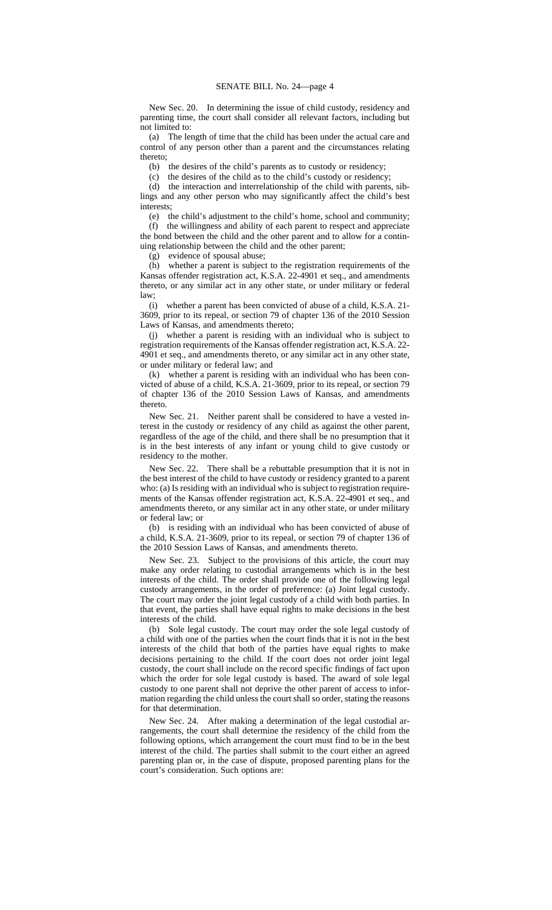New Sec. 20. In determining the issue of child custody, residency and parenting time, the court shall consider all relevant factors, including but not limited to:

(a) The length of time that the child has been under the actual care and control of any person other than a parent and the circumstances relating thereto;

(b) the desires of the child's parents as to custody or residency;

(c) the desires of the child as to the child's custody or residency;

(d) the interaction and interrelationship of the child with parents, siblings and any other person who may significantly affect the child's best interests;

(e) the child's adjustment to the child's home, school and community;

(f) the willingness and ability of each parent to respect and appreciate the bond between the child and the other parent and to allow for a continuing relationship between the child and the other parent;

(g) evidence of spousal abuse;

(h) whether a parent is subject to the registration requirements of the Kansas offender registration act, K.S.A. 22-4901 et seq., and amendments thereto, or any similar act in any other state, or under military or federal law;

(i) whether a parent has been convicted of abuse of a child, K.S.A. 21-3609, prior to its repeal, or section 79 of chapter 136 of the 2010 Session Laws of Kansas, and amendments thereto;

(j) whether a parent is residing with an individual who is subject to registration requirements of the Kansas offender registration act, K.S.A. 22-4901 et seq., and amendments thereto, or any similar act in any other state, or under military or federal law; and

(k) whether a parent is residing with an individual who has been convicted of abuse of a child, K.S.A. 21-3609, prior to its repeal, or section 79 of chapter 136 of the 2010 Session Laws of Kansas, and amendments thereto.

New Sec. 21. Neither parent shall be considered to have a vested interest in the custody or residency of any child as against the other parent, regardless of the age of the child, and there shall be no presumption that it is in the best interests of any infant or young child to give custody or residency to the mother.

New Sec. 22. There shall be a rebuttable presumption that it is not in the best interest of the child to have custody or residency granted to a parent who: (a) Is residing with an individual who is subject to registration requirements of the Kansas offender registration act, K.S.A. 22-4901 et seq., and amendments thereto, or any similar act in any other state, or under military or federal law; or

(b) is residing with an individual who has been convicted of abuse of a child, K.S.A. 21-3609, prior to its repeal, or section 79 of chapter 136 of the 2010 Session Laws of Kansas, and amendments thereto.

New Sec. 23. Subject to the provisions of this article, the court may make any order relating to custodial arrangements which is in the best interests of the child. The order shall provide one of the following legal custody arrangements, in the order of preference: (a) Joint legal custody. The court may order the joint legal custody of a child with both parties. In that event, the parties shall have equal rights to make decisions in the best interests of the child.

(b) Sole legal custody. The court may order the sole legal custody of a child with one of the parties when the court finds that it is not in the best interests of the child that both of the parties have equal rights to make decisions pertaining to the child. If the court does not order joint legal custody, the court shall include on the record specific findings of fact upon which the order for sole legal custody is based. The award of sole legal custody to one parent shall not deprive the other parent of access to information regarding the child unless the court shall so order, stating the reasons for that determination.

New Sec. 24. After making a determination of the legal custodial arrangements, the court shall determine the residency of the child from the following options, which arrangement the court must find to be in the best interest of the child. The parties shall submit to the court either an agreed parenting plan or, in the case of dispute, proposed parenting plans for the court's consideration. Such options are: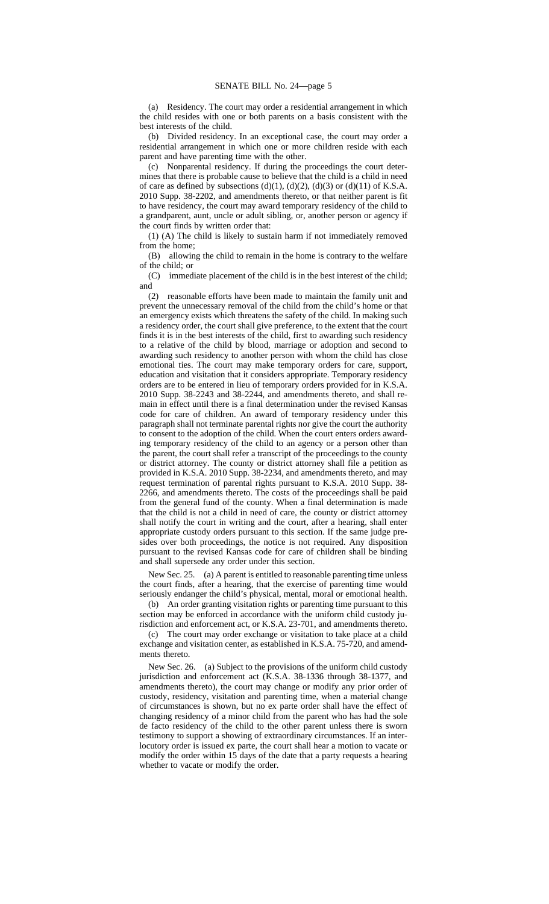(a) Residency. The court may order a residential arrangement in which the child resides with one or both parents on a basis consistent with the best interests of the child.

(b) Divided residency. In an exceptional case, the court may order a residential arrangement in which one or more children reside with each parent and have parenting time with the other.

(c) Nonparental residency. If during the proceedings the court determines that there is probable cause to believe that the child is a child in need of care as defined by subsections (d)(1), (d)(2), (d)(3) or (d)(11) of K.S.A. 2010 Supp. 38-2202, and amendments thereto, or that neither parent is fit to have residency, the court may award temporary residency of the child to a grandparent, aunt, uncle or adult sibling, or, another person or agency if the court finds by written order that:

(1) (A) The child is likely to sustain harm if not immediately removed from the home;

(B) allowing the child to remain in the home is contrary to the welfare of the child; or

(C) immediate placement of the child is in the best interest of the child; and

(2) reasonable efforts have been made to maintain the family unit and prevent the unnecessary removal of the child from the child's home or that an emergency exists which threatens the safety of the child. In making such a residency order, the court shall give preference, to the extent that the court finds it is in the best interests of the child, first to awarding such residency to a relative of the child by blood, marriage or adoption and second to awarding such residency to another person with whom the child has close emotional ties. The court may make temporary orders for care, support, education and visitation that it considers appropriate. Temporary residency orders are to be entered in lieu of temporary orders provided for in K.S.A. 2010 Supp. 38-2243 and 38-2244, and amendments thereto, and shall remain in effect until there is a final determination under the revised Kansas code for care of children. An award of temporary residency under this paragraph shall not terminate parental rights nor give the court the authority to consent to the adoption of the child. When the court enters orders awarding temporary residency of the child to an agency or a person other than the parent, the court shall refer a transcript of the proceedings to the county or district attorney. The county or district attorney shall file a petition as provided in K.S.A. 2010 Supp. 38-2234, and amendments thereto, and may request termination of parental rights pursuant to K.S.A. 2010 Supp. 38-2266, and amendments thereto. The costs of the proceedings shall be paid from the general fund of the county. When a final determination is made that the child is not a child in need of care, the county or district attorney shall notify the court in writing and the court, after a hearing, shall enter appropriate custody orders pursuant to this section. If the same judge presides over both proceedings, the notice is not required. Any disposition pursuant to the revised Kansas code for care of children shall be binding and shall supersede any order under this section.

New Sec. 25. (a) A parent is entitled to reasonable parenting time unless the court finds, after a hearing, that the exercise of parenting time would seriously endanger the child's physical, mental, moral or emotional health.

(b) An order granting visitation rights or parenting time pursuant to this section may be enforced in accordance with the uniform child custody jurisdiction and enforcement act, or K.S.A. 23-701, and amendments thereto.

(c) The court may order exchange or visitation to take place at a child exchange and visitation center, as established in K.S.A. 75-720, and amendments thereto.

New Sec. 26. (a) Subject to the provisions of the uniform child custody jurisdiction and enforcement act (K.S.A. 38-1336 through 38-1377, and amendments thereto), the court may change or modify any prior order of custody, residency, visitation and parenting time, when a material change of circumstances is shown, but no ex parte order shall have the effect of changing residency of a minor child from the parent who has had the sole de facto residency of the child to the other parent unless there is sworn testimony to support a showing of extraordinary circumstances. If an interlocutory order is issued ex parte, the court shall hear a motion to vacate or modify the order within 15 days of the date that a party requests a hearing whether to vacate or modify the order.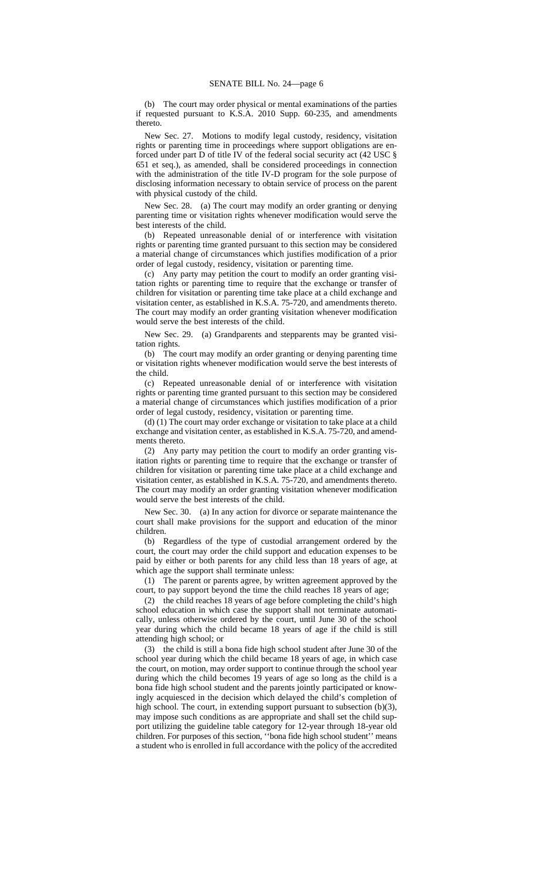(b) The court may order physical or mental examinations of the parties if requested pursuant to K.S.A. 2010 Supp. 60-235, and amendments thereto.

New Sec. 27. Motions to modify legal custody, residency, visitation rights or parenting time in proceedings where support obligations are enforced under part D of title IV of the federal social security act (42 USC § 651 et seq.), as amended, shall be considered proceedings in connection with the administration of the title IV-D program for the sole purpose of disclosing information necessary to obtain service of process on the parent with physical custody of the child.

New Sec. 28. (a) The court may modify an order granting or denying parenting time or visitation rights whenever modification would serve the best interests of the child.

(b) Repeated unreasonable denial of or interference with visitation rights or parenting time granted pursuant to this section may be considered a material change of circumstances which justifies modification of a prior order of legal custody, residency, visitation or parenting time.

(c) Any party may petition the court to modify an order granting visitation rights or parenting time to require that the exchange or transfer of children for visitation or parenting time take place at a child exchange and visitation center, as established in K.S.A. 75-720, and amendments thereto. The court may modify an order granting visitation whenever modification would serve the best interests of the child.

New Sec. 29. (a) Grandparents and stepparents may be granted visitation rights.

(b) The court may modify an order granting or denying parenting time or visitation rights whenever modification would serve the best interests of the child.

(c) Repeated unreasonable denial of or interference with visitation rights or parenting time granted pursuant to this section may be considered a material change of circumstances which justifies modification of a prior order of legal custody, residency, visitation or parenting time.

(d) (1) The court may order exchange or visitation to take place at a child exchange and visitation center, as established in K.S.A. 75-720, and amendments thereto.

(2) Any party may petition the court to modify an order granting visitation rights or parenting time to require that the exchange or transfer of children for visitation or parenting time take place at a child exchange and visitation center, as established in K.S.A. 75-720, and amendments thereto. The court may modify an order granting visitation whenever modification would serve the best interests of the child.

New Sec. 30. (a) In any action for divorce or separate maintenance the court shall make provisions for the support and education of the minor children.

(b) Regardless of the type of custodial arrangement ordered by the court, the court may order the child support and education expenses to be paid by either or both parents for any child less than 18 years of age, at which age the support shall terminate unless:

(1) The parent or parents agree, by written agreement approved by the court, to pay support beyond the time the child reaches 18 years of age;

(2) the child reaches 18 years of age before completing the child's high school education in which case the support shall not terminate automatically, unless otherwise ordered by the court, until June 30 of the school year during which the child became 18 years of age if the child is still attending high school; or

(3) the child is still a bona fide high school student after June 30 of the school year during which the child became 18 years of age, in which case the court, on motion, may order support to continue through the school year during which the child becomes 19 years of age so long as the child is a bona fide high school student and the parents jointly participated or knowingly acquiesced in the decision which delayed the child's completion of high school. The court, in extending support pursuant to subsection (b)(3), may impose such conditions as are appropriate and shall set the child support utilizing the guideline table category for 12-year through 18-year old children. For purposes of this section, ''bona fide high school student'' means a student who is enrolled in full accordance with the policy of the accredited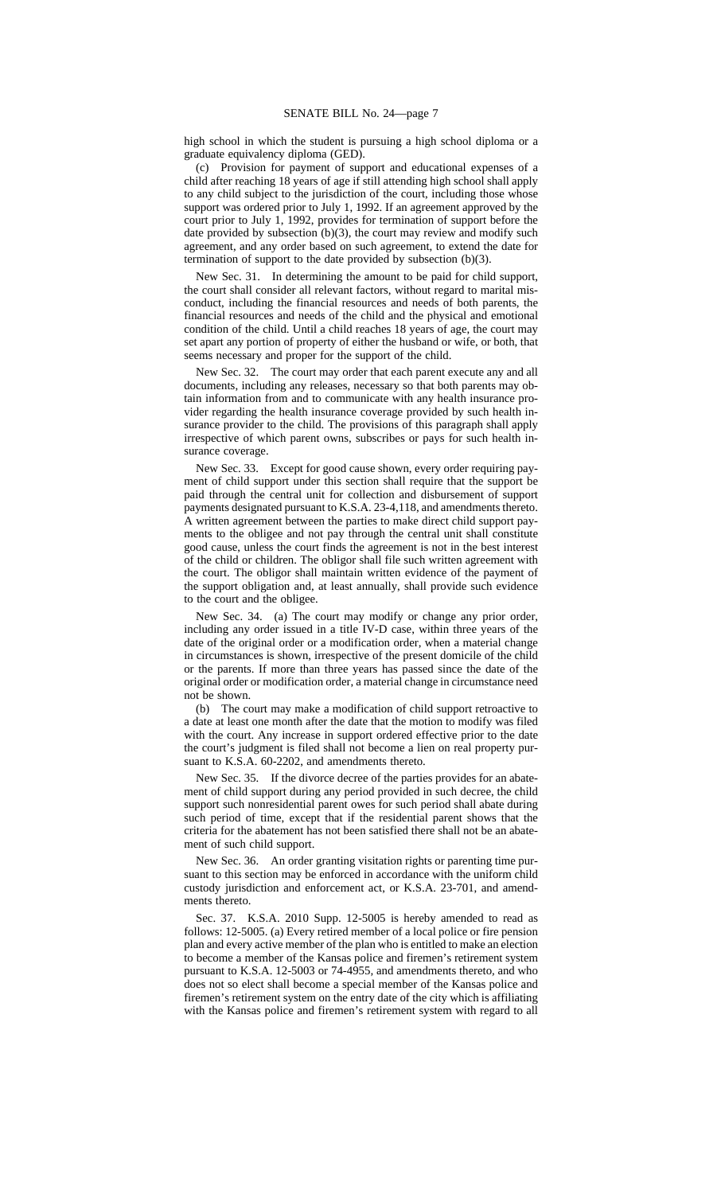high school in which the student is pursuing a high school diploma or a graduate equivalency diploma (GED).

(c) Provision for payment of support and educational expenses of a child after reaching 18 years of age if still attending high school shall apply to any child subject to the jurisdiction of the court, including those whose support was ordered prior to July 1, 1992. If an agreement approved by the court prior to July 1, 1992, provides for termination of support before the date provided by subsection (b)(3), the court may review and modify such agreement, and any order based on such agreement, to extend the date for termination of support to the date provided by subsection (b)(3).

New Sec. 31. In determining the amount to be paid for child support, the court shall consider all relevant factors, without regard to marital misconduct, including the financial resources and needs of both parents, the financial resources and needs of the child and the physical and emotional condition of the child. Until a child reaches 18 years of age, the court may set apart any portion of property of either the husband or wife, or both, that seems necessary and proper for the support of the child.

New Sec. 32. The court may order that each parent execute any and all documents, including any releases, necessary so that both parents may obtain information from and to communicate with any health insurance provider regarding the health insurance coverage provided by such health insurance provider to the child. The provisions of this paragraph shall apply irrespective of which parent owns, subscribes or pays for such health insurance coverage.

New Sec. 33. Except for good cause shown, every order requiring payment of child support under this section shall require that the support be paid through the central unit for collection and disbursement of support payments designated pursuant to K.S.A. 23-4,118, and amendments thereto. A written agreement between the parties to make direct child support payments to the obligee and not pay through the central unit shall constitute good cause, unless the court finds the agreement is not in the best interest of the child or children. The obligor shall file such written agreement with the court. The obligor shall maintain written evidence of the payment of the support obligation and, at least annually, shall provide such evidence to the court and the obligee.

New Sec. 34. (a) The court may modify or change any prior order, including any order issued in a title IV-D case, within three years of the date of the original order or a modification order, when a material change in circumstances is shown, irrespective of the present domicile of the child or the parents. If more than three years has passed since the date of the original order or modification order, a material change in circumstance need not be shown.

(b) The court may make a modification of child support retroactive to a date at least one month after the date that the motion to modify was filed with the court. Any increase in support ordered effective prior to the date the court's judgment is filed shall not become a lien on real property pursuant to K.S.A. 60-2202, and amendments thereto.

New Sec. 35. If the divorce decree of the parties provides for an abatement of child support during any period provided in such decree, the child support such nonresidential parent owes for such period shall abate during such period of time, except that if the residential parent shows that the criteria for the abatement has not been satisfied there shall not be an abatement of such child support.

New Sec. 36. An order granting visitation rights or parenting time pursuant to this section may be enforced in accordance with the uniform child custody jurisdiction and enforcement act, or K.S.A. 23-701, and amendments thereto.

Sec. 37. K.S.A. 2010 Supp. 12-5005 is hereby amended to read as follows: 12-5005. (a) Every retired member of a local police or fire pension plan and every active member of the plan who is entitled to make an election to become a member of the Kansas police and firemen's retirement system pursuant to K.S.A. 12-5003 or 74-4955, and amendments thereto, and who does not so elect shall become a special member of the Kansas police and firemen's retirement system on the entry date of the city which is affiliating with the Kansas police and firemen's retirement system with regard to all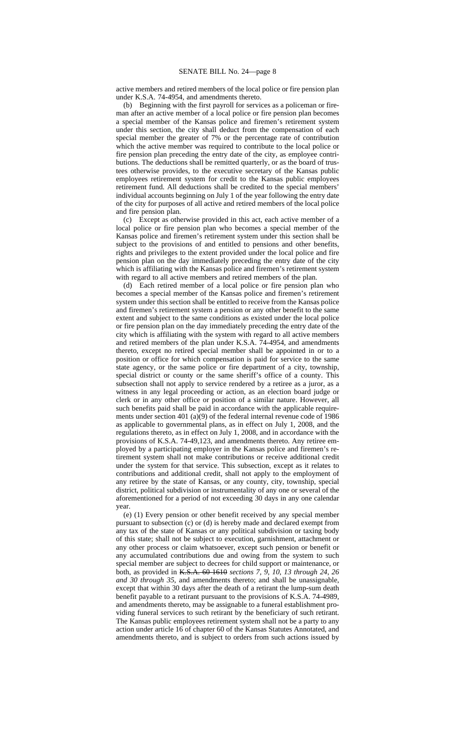active members and retired members of the local police or fire pension plan under K.S.A. 74-4954, and amendments thereto.

(b) Beginning with the first payroll for services as a policeman or fireman after an active member of a local police or fire pension plan becomes a special member of the Kansas police and firemen's retirement system under this section, the city shall deduct from the compensation of each special member the greater of 7% or the percentage rate of contribution which the active member was required to contribute to the local police or fire pension plan preceding the entry date of the city, as employee contributions. The deductions shall be remitted quarterly, or as the board of trustees otherwise provides, to the executive secretary of the Kansas public employees retirement system for credit to the Kansas public employees retirement fund. All deductions shall be credited to the special members' individual accounts beginning on July 1 of the year following the entry date of the city for purposes of all active and retired members of the local police and fire pension plan.

(c) Except as otherwise provided in this act, each active member of a local police or fire pension plan who becomes a special member of the Kansas police and firemen's retirement system under this section shall be subject to the provisions of and entitled to pensions and other benefits, rights and privileges to the extent provided under the local police and fire pension plan on the day immediately preceding the entry date of the city which is affiliating with the Kansas police and firemen's retirement system with regard to all active members and retired members of the plan.

(d) Each retired member of a local police or fire pension plan who becomes a special member of the Kansas police and firemen's retirement system under this section shall be entitled to receive from the Kansas police and firemen's retirement system a pension or any other benefit to the same extent and subject to the same conditions as existed under the local police or fire pension plan on the day immediately preceding the entry date of the city which is affiliating with the system with regard to all active members and retired members of the plan under K.S.A. 74-4954, and amendments thereto, except no retired special member shall be appointed in or to a position or office for which compensation is paid for service to the same state agency, or the same police or fire department of a city, township, special district or county or the same sheriff's office of a county. This subsection shall not apply to service rendered by a retiree as a juror, as a witness in any legal proceeding or action, as an election board judge or clerk or in any other office or position of a similar nature. However, all such benefits paid shall be paid in accordance with the applicable requirements under section 401 (a)(9) of the federal internal revenue code of 1986 as applicable to governmental plans, as in effect on July 1, 2008, and the regulations thereto, as in effect on July 1, 2008, and in accordance with the provisions of K.S.A. 74-49,123, and amendments thereto. Any retiree employed by a participating employer in the Kansas police and firemen's retirement system shall not make contributions or receive additional credit under the system for that service. This subsection, except as it relates to contributions and additional credit, shall not apply to the employment of any retiree by the state of Kansas, or any county, city, township, special district, political subdivision or instrumentality of any one or several of the aforementioned for a period of not exceeding 30 days in any one calendar year.

(e) (1) Every pension or other benefit received by any special member pursuant to subsection (c) or (d) is hereby made and declared exempt from any tax of the state of Kansas or any political subdivision or taxing body of this state; shall not be subject to execution, garnishment, attachment or any other process or claim whatsoever, except such pension or benefit or any accumulated contributions due and owing from the system to such special member are subject to decrees for child support or maintenance, or both, as provided in ~~K.S.A. 60-1610~~ *sections 7, 9, 10, 13 through 24, 26 and 30 through 35*, and amendments thereto; and shall be unassignable, except that within 30 days after the death of a retirant the lump-sum death benefit payable to a retirant pursuant to the provisions of K.S.A. 74-4989, and amendments thereto, may be assignable to a funeral establishment providing funeral services to such retirant by the beneficiary of such retirant. The Kansas public employees retirement system shall not be a party to any action under article 16 of chapter 60 of the Kansas Statutes Annotated, and amendments thereto, and is subject to orders from such actions issued by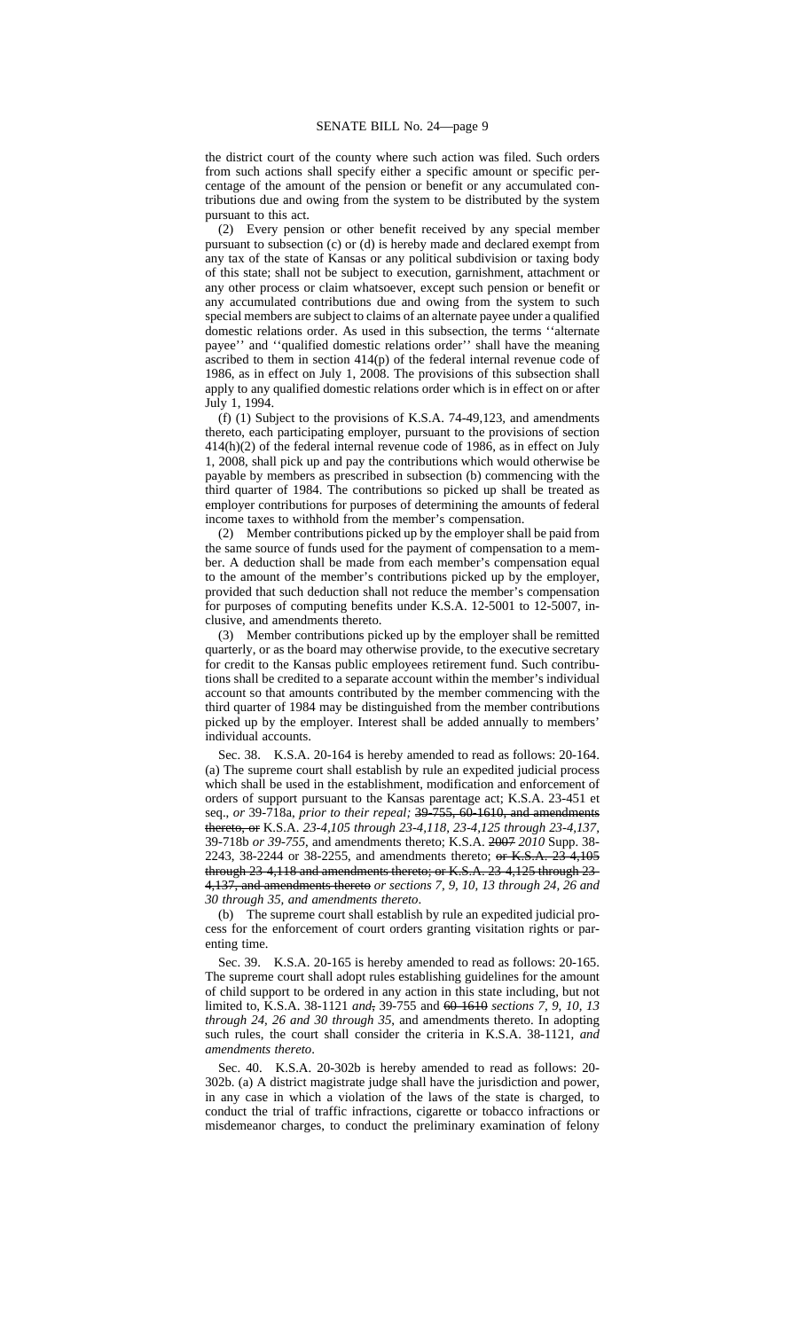the district court of the county where such action was filed. Such orders from such actions shall specify either a specific amount or specific percentage of the amount of the pension or benefit or any accumulated contributions due and owing from the system to be distributed by the system pursuant to this act.

(2) Every pension or other benefit received by any special member pursuant to subsection (c) or (d) is hereby made and declared exempt from any tax of the state of Kansas or any political subdivision or taxing body of this state; shall not be subject to execution, garnishment, attachment or any other process or claim whatsoever, except such pension or benefit or any accumulated contributions due and owing from the system to such special members are subject to claims of an alternate payee under a qualified domestic relations order. As used in this subsection, the terms ''alternate payee'' and ''qualified domestic relations order'' shall have the meaning ascribed to them in section 414(p) of the federal internal revenue code of 1986, as in effect on July 1, 2008. The provisions of this subsection shall apply to any qualified domestic relations order which is in effect on or after July 1, 1994.

(f) (1) Subject to the provisions of K.S.A. 74-49,123, and amendments thereto, each participating employer, pursuant to the provisions of section 414(h)(2) of the federal internal revenue code of 1986, as in effect on July 1, 2008, shall pick up and pay the contributions which would otherwise be payable by members as prescribed in subsection (b) commencing with the third quarter of 1984. The contributions so picked up shall be treated as employer contributions for purposes of determining the amounts of federal income taxes to withhold from the member's compensation.

(2) Member contributions picked up by the employer shall be paid from the same source of funds used for the payment of compensation to a member. A deduction shall be made from each member's compensation equal to the amount of the member's contributions picked up by the employer, provided that such deduction shall not reduce the member's compensation for purposes of computing benefits under K.S.A. 12-5001 to 12-5007, inclusive, and amendments thereto.

(3) Member contributions picked up by the employer shall be remitted quarterly, or as the board may otherwise provide, to the executive secretary for credit to the Kansas public employees retirement fund. Such contributions shall be credited to a separate account within the member's individual account so that amounts contributed by the member commencing with the third quarter of 1984 may be distinguished from the member contributions picked up by the employer. Interest shall be added annually to members' individual accounts.

Sec. 38. K.S.A. 20-164 is hereby amended to read as follows: 20-164. (a) The supreme court shall establish by rule an expedited judicial process which shall be used in the establishment, modification and enforcement of orders of support pursuant to the Kansas parentage act; K.S.A. 23-451 et seq., *or* 39-718a, *prior to their repeal;* ~~39-755, 60-1610, and amendments thereto, or~~ K.S.A. *23-4,105 through 23-4,118, 23-4,125 through 23-4,137,* 39-718b *or 39-755,* and amendments thereto; K.S.A. ~~2007~~ *2010* Supp. 38-2243, 38-2244 or 38-2255, and amendments thereto; ~~or K.S.A. 23-4,105 through 23-4,118 and amendments thereto; or K.S.A. 23-4,125 through 23-4,137, and amendments thereto~~ *or sections 7, 9, 10, 13 through 24, 26 and 30 through 35, and amendments thereto*.

(b) The supreme court shall establish by rule an expedited judicial process for the enforcement of court orders granting visitation rights or parenting time.

Sec. 39. K.S.A. 20-165 is hereby amended to read as follows: 20-165. The supreme court shall adopt rules establishing guidelines for the amount of child support to be ordered in any action in this state including, but not limited to, K.S.A. 38-1121 *and*~~,~~ 39-755 and ~~60-1610~~ *sections 7, 9, 10, 13 through 24, 26 and 30 through 35,* and amendments thereto. In adopting such rules, the court shall consider the criteria in K.S.A. 38-1121*, and amendments thereto*.

Sec. 40. K.S.A. 20-302b is hereby amended to read as follows: 20-302b. (a) A district magistrate judge shall have the jurisdiction and power, in any case in which a violation of the laws of the state is charged, to conduct the trial of traffic infractions, cigarette or tobacco infractions or misdemeanor charges, to conduct the preliminary examination of felony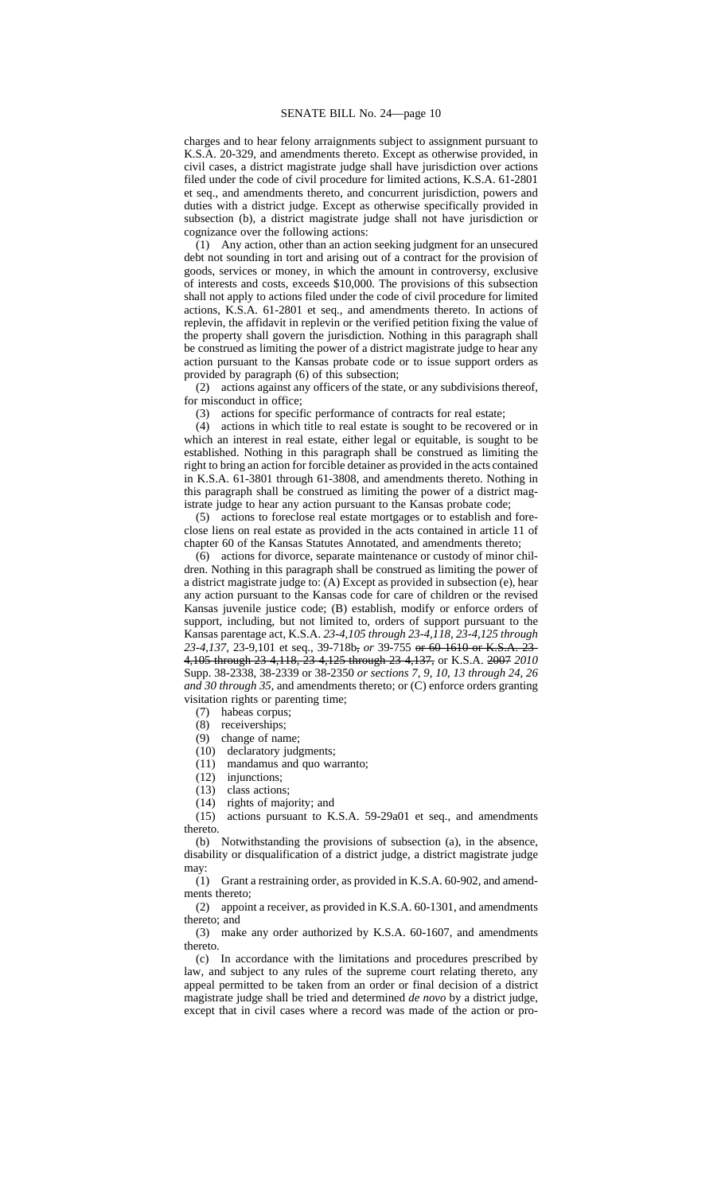charges and to hear felony arraignments subject to assignment pursuant to K.S.A. 20-329, and amendments thereto. Except as otherwise provided, in civil cases, a district magistrate judge shall have jurisdiction over actions filed under the code of civil procedure for limited actions, K.S.A. 61-2801 et seq., and amendments thereto, and concurrent jurisdiction, powers and duties with a district judge. Except as otherwise specifically provided in subsection (b), a district magistrate judge shall not have jurisdiction or cognizance over the following actions:

(1) Any action, other than an action seeking judgment for an unsecured debt not sounding in tort and arising out of a contract for the provision of goods, services or money, in which the amount in controversy, exclusive of interests and costs, exceeds $10,000. The provisions of this subsection shall not apply to actions filed under the code of civil procedure for limited actions, K.S.A. 61-2801 et seq., and amendments thereto. In actions of replevin, the affidavit in replevin or the verified petition fixing the value of the property shall govern the jurisdiction. Nothing in this paragraph shall be construed as limiting the power of a district magistrate judge to hear any action pursuant to the Kansas probate code or to issue support orders as provided by paragraph (6) of this subsection;

(2) actions against any officers of the state, or any subdivisions thereof, for misconduct in office;

(3) actions for specific performance of contracts for real estate;

(4) actions in which title to real estate is sought to be recovered or in which an interest in real estate, either legal or equitable, is sought to be established. Nothing in this paragraph shall be construed as limiting the right to bring an action for forcible detainer as provided in the acts contained in K.S.A. 61-3801 through 61-3808, and amendments thereto. Nothing in this paragraph shall be construed as limiting the power of a district magistrate judge to hear any action pursuant to the Kansas probate code;

(5) actions to foreclose real estate mortgages or to establish and foreclose liens on real estate as provided in the acts contained in article 11 of chapter 60 of the Kansas Statutes Annotated, and amendments thereto;

(6) actions for divorce, separate maintenance or custody of minor children. Nothing in this paragraph shall be construed as limiting the power of a district magistrate judge to: (A) Except as provided in subsection (e), hear any action pursuant to the Kansas code for care of children or the revised Kansas juvenile justice code; (B) establish, modify or enforce orders of support, including, but not limited to, orders of support pursuant to the Kansas parentage act, K.S.A. *23-4,105 through 23-4,118, 23-4,125 through 23-4,137,* 23-9,101 et seq., 39-718b~~,~~ *or* 39-755 ~~or 60-1610 or K.S.A. 23-4,105 through 23-4,118, 23-4,125 through 23-4,137,~~ or K.S.A. ~~2007~~ *2010* Supp. 38-2338, 38-2339 or 38-2350 *or sections 7, 9, 10, 13 through 24, 26 and 30 through 35,* and amendments thereto; or (C) enforce orders granting visitation rights or parenting time;

(7) habeas corpus;

(8) receiverships;

(9) change of name;

(10) declaratory judgments;

(11) mandamus and quo warranto;

(12) injunctions;

(13) class actions;

(14) rights of majority; and

(15) actions pursuant to K.S.A. 59-29a01 et seq., and amendments thereto.

(b) Notwithstanding the provisions of subsection (a), in the absence, disability or disqualification of a district judge, a district magistrate judge may:

(1) Grant a restraining order, as provided in K.S.A. 60-902, and amendments thereto;

(2) appoint a receiver, as provided in K.S.A. 60-1301, and amendments thereto; and

(3) make any order authorized by K.S.A. 60-1607, and amendments thereto.

(c) In accordance with the limitations and procedures prescribed by law, and subject to any rules of the supreme court relating thereto, any appeal permitted to be taken from an order or final decision of a district magistrate judge shall be tried and determined *de novo* by a district judge, except that in civil cases where a record was made of the action or pro-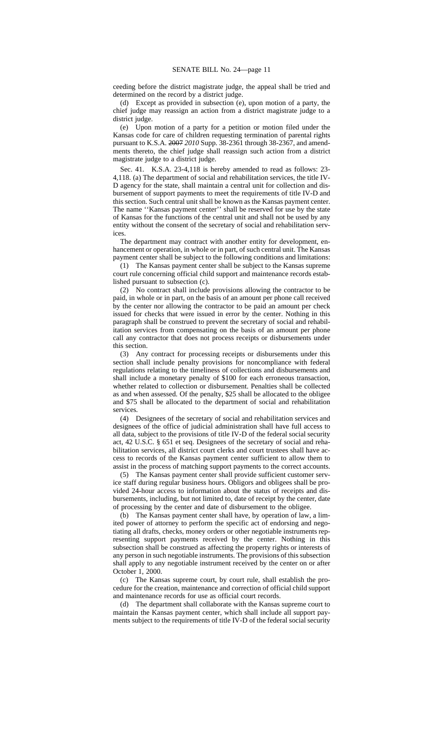ceeding before the district magistrate judge, the appeal shall be tried and determined on the record by a district judge.

(d) Except as provided in subsection (e), upon motion of a party, the chief judge may reassign an action from a district magistrate judge to a district judge.

(e) Upon motion of a party for a petition or motion filed under the Kansas code for care of children requesting termination of parental rights pursuant to K.S.A. ~~2007~~ *2010* Supp. 38-2361 through 38-2367, and amendments thereto, the chief judge shall reassign such action from a district magistrate judge to a district judge.

Sec. 41. K.S.A. 23-4,118 is hereby amended to read as follows: 23-4,118. (a) The department of social and rehabilitation services, the title IV-D agency for the state, shall maintain a central unit for collection and disbursement of support payments to meet the requirements of title IV-D and this section. Such central unit shall be known as the Kansas payment center. The name ''Kansas payment center'' shall be reserved for use by the state of Kansas for the functions of the central unit and shall not be used by any entity without the consent of the secretary of social and rehabilitation services.

The department may contract with another entity for development, enhancement or operation, in whole or in part, of such central unit. The Kansas payment center shall be subject to the following conditions and limitations:

(1) The Kansas payment center shall be subject to the Kansas supreme court rule concerning official child support and maintenance records established pursuant to subsection (c).

(2) No contract shall include provisions allowing the contractor to be paid, in whole or in part, on the basis of an amount per phone call received by the center nor allowing the contractor to be paid an amount per check issued for checks that were issued in error by the center. Nothing in this paragraph shall be construed to prevent the secretary of social and rehabilitation services from compensating on the basis of an amount per phone call any contractor that does not process receipts or disbursements under this section.

(3) Any contract for processing receipts or disbursements under this section shall include penalty provisions for noncompliance with federal regulations relating to the timeliness of collections and disbursements and shall include a monetary penalty of $100 for each erroneous transaction, whether related to collection or disbursement. Penalties shall be collected as and when assessed. Of the penalty, $25 shall be allocated to the obligee and $75 shall be allocated to the department of social and rehabilitation services.

(4) Designees of the secretary of social and rehabilitation services and designees of the office of judicial administration shall have full access to all data, subject to the provisions of title IV-D of the federal social security act, 42 U.S.C. § 651 et seq. Designees of the secretary of social and rehabilitation services, all district court clerks and court trustees shall have access to records of the Kansas payment center sufficient to allow them to assist in the process of matching support payments to the correct accounts.

(5) The Kansas payment center shall provide sufficient customer service staff during regular business hours. Obligors and obligees shall be provided 24-hour access to information about the status of receipts and disbursements, including, but not limited to, date of receipt by the center, date of processing by the center and date of disbursement to the obligee.

(b) The Kansas payment center shall have, by operation of law, a limited power of attorney to perform the specific act of endorsing and negotiating all drafts, checks, money orders or other negotiable instruments representing support payments received by the center. Nothing in this subsection shall be construed as affecting the property rights or interests of any person in such negotiable instruments. The provisions of this subsection shall apply to any negotiable instrument received by the center on or after October 1, 2000.

(c) The Kansas supreme court, by court rule, shall establish the procedure for the creation, maintenance and correction of official child support and maintenance records for use as official court records.

(d) The department shall collaborate with the Kansas supreme court to maintain the Kansas payment center, which shall include all support payments subject to the requirements of title IV-D of the federal social security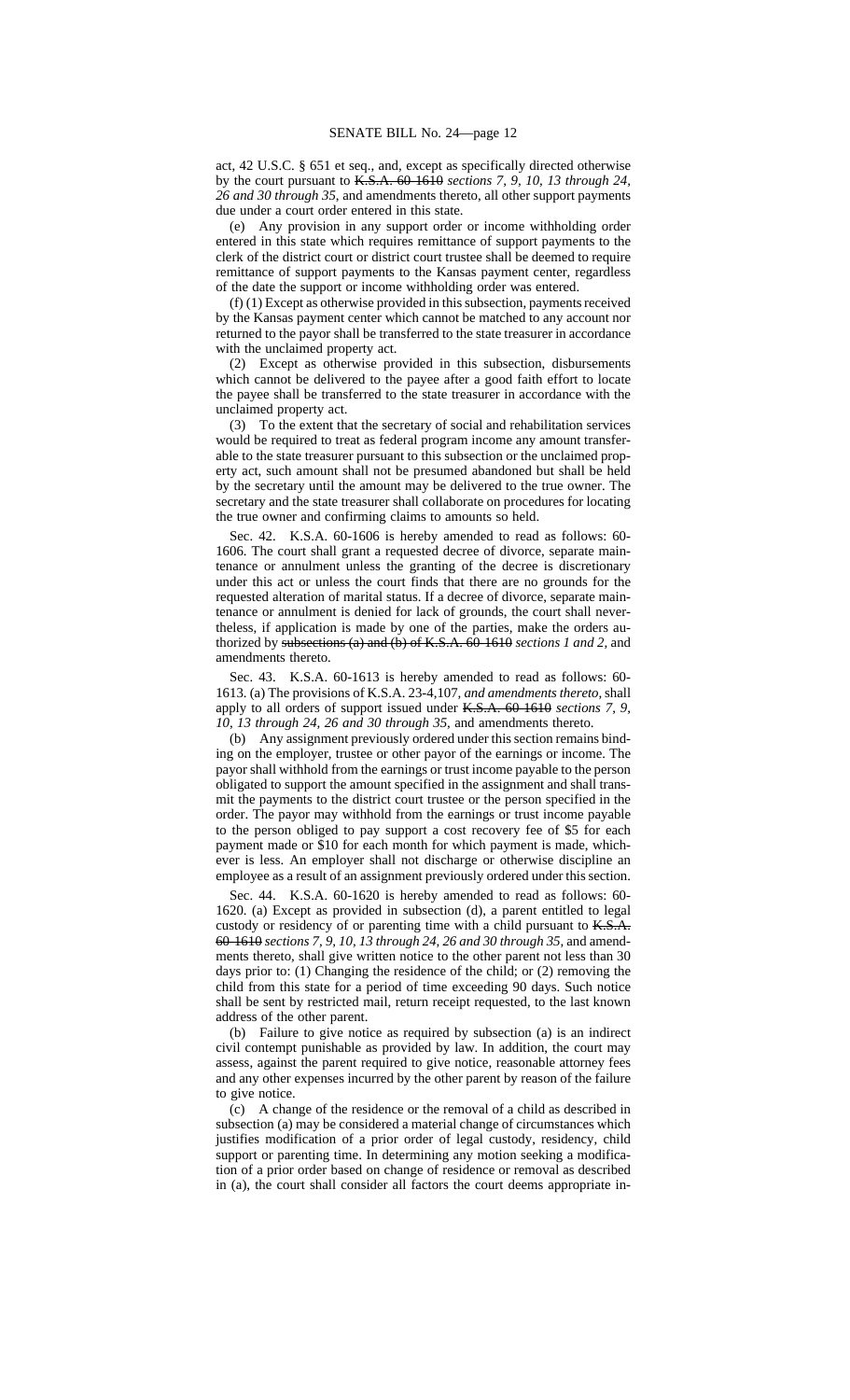act, 42 U.S.C. § 651 et seq., and, except as specifically directed otherwise by the court pursuant to ~~K.S.A. 60-1610~~ *sections 7, 9, 10, 13 through 24, 26 and 30 through 35,* and amendments thereto, all other support payments due under a court order entered in this state.

(e) Any provision in any support order or income withholding order entered in this state which requires remittance of support payments to the clerk of the district court or district court trustee shall be deemed to require remittance of support payments to the Kansas payment center, regardless of the date the support or income withholding order was entered.

(f) (1) Except as otherwise provided in this subsection, payments received by the Kansas payment center which cannot be matched to any account nor returned to the payor shall be transferred to the state treasurer in accordance with the unclaimed property act.

(2) Except as otherwise provided in this subsection, disbursements which cannot be delivered to the payee after a good faith effort to locate the payee shall be transferred to the state treasurer in accordance with the unclaimed property act.

(3) To the extent that the secretary of social and rehabilitation services would be required to treat as federal program income any amount transferable to the state treasurer pursuant to this subsection or the unclaimed property act, such amount shall not be presumed abandoned but shall be held by the secretary until the amount may be delivered to the true owner. The secretary and the state treasurer shall collaborate on procedures for locating the true owner and confirming claims to amounts so held.

Sec. 42. K.S.A. 60-1606 is hereby amended to read as follows: 60-1606. The court shall grant a requested decree of divorce, separate maintenance or annulment unless the granting of the decree is discretionary under this act or unless the court finds that there are no grounds for the requested alteration of marital status. If a decree of divorce, separate maintenance or annulment is denied for lack of grounds, the court shall nevertheless, if application is made by one of the parties, make the orders authorized by ~~subsections (a) and (b) of K.S.A. 60-1610~~ *sections 1 and 2,* and amendments thereto.

Sec. 43. K.S.A. 60-1613 is hereby amended to read as follows: 60-1613. (a) The provisions of K.S.A. 23-4,107*, and amendments thereto,* shall apply to all orders of support issued under ~~K.S.A. 60-1610~~ *sections 7, 9, 10, 13 through 24, 26 and 30 through 35,* and amendments thereto.

(b) Any assignment previously ordered under this section remains binding on the employer, trustee or other payor of the earnings or income. The payor shall withhold from the earnings or trust income payable to the person obligated to support the amount specified in the assignment and shall transmit the payments to the district court trustee or the person specified in the order. The payor may withhold from the earnings or trust income payable to the person obliged to pay support a cost recovery fee of $5 for each payment made or $10 for each month for which payment is made, whichever is less. An employer shall not discharge or otherwise discipline an employee as a result of an assignment previously ordered under this section.

Sec. 44. K.S.A. 60-1620 is hereby amended to read as follows: 60-1620. (a) Except as provided in subsection (d), a parent entitled to legal custody or residency of or parenting time with a child pursuant to ~~K.S.A. 60-1610~~ *sections 7, 9, 10, 13 through 24, 26 and 30 through 35,* and amendments thereto, shall give written notice to the other parent not less than 30 days prior to: (1) Changing the residence of the child; or (2) removing the child from this state for a period of time exceeding 90 days. Such notice shall be sent by restricted mail, return receipt requested, to the last known address of the other parent.

(b) Failure to give notice as required by subsection (a) is an indirect civil contempt punishable as provided by law. In addition, the court may assess, against the parent required to give notice, reasonable attorney fees and any other expenses incurred by the other parent by reason of the failure to give notice.

(c) A change of the residence or the removal of a child as described in subsection (a) may be considered a material change of circumstances which justifies modification of a prior order of legal custody, residency, child support or parenting time. In determining any motion seeking a modification of a prior order based on change of residence or removal as described in (a), the court shall consider all factors the court deems appropriate in-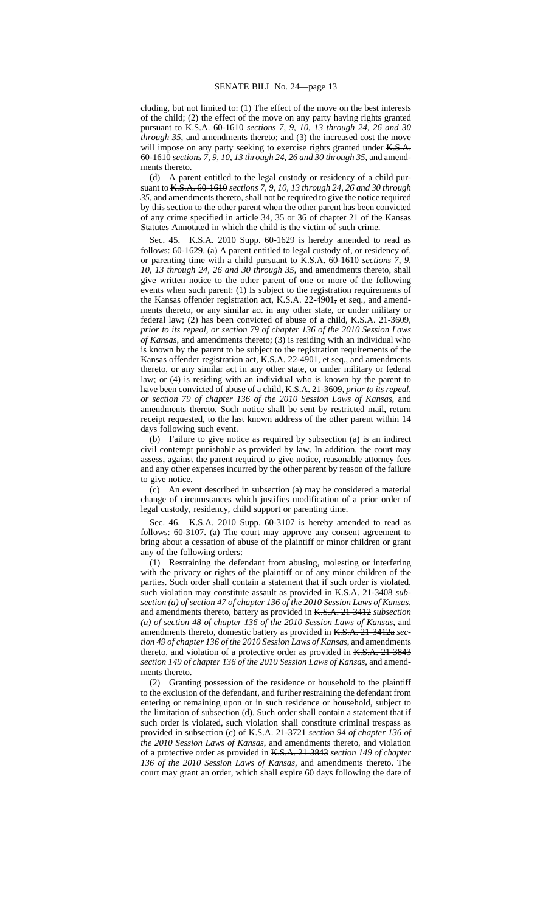cluding, but not limited to: (1) The effect of the move on the best interests of the child; (2) the effect of the move on any party having rights granted pursuant to ~~K.S.A. 60-1610~~ *sections 7, 9, 10, 13 through 24, 26 and 30 through 35*, and amendments thereto; and (3) the increased cost the move will impose on any party seeking to exercise rights granted under ~~K.S.A. 60-1610~~ *sections 7, 9, 10, 13 through 24, 26 and 30 through 35*, and amendments thereto.

(d) A parent entitled to the legal custody or residency of a child pursuant to ~~K.S.A. 60-1610~~ *sections 7, 9, 10, 13 through 24, 26 and 30 through 35*, and amendments thereto, shall not be required to give the notice required by this section to the other parent when the other parent has been convicted of any crime specified in article 34, 35 or 36 of chapter 21 of the Kansas Statutes Annotated in which the child is the victim of such crime.

Sec. 45. K.S.A. 2010 Supp. 60-1629 is hereby amended to read as follows: 60-1629. (a) A parent entitled to legal custody of, or residency of, or parenting time with a child pursuant to ~~K.S.A. 60-1610~~ *sections 7, 9, 10, 13 through 24, 26 and 30 through 35*, and amendments thereto, shall give written notice to the other parent of one or more of the following events when such parent: (1) Is subject to the registration requirements of the Kansas offender registration act, K.S.A. 22-4901~~,~~ et seq., and amendments thereto, or any similar act in any other state, or under military or federal law; (2) has been convicted of abuse of a child, K.S.A. 21-3609, *prior to its repeal, or section 79 of chapter 136 of the 2010 Session Laws of Kansas*, and amendments thereto; (3) is residing with an individual who is known by the parent to be subject to the registration requirements of the Kansas offender registration act, K.S.A. 22-4901~~,~~ et seq., and amendments thereto, or any similar act in any other state, or under military or federal law; or (4) is residing with an individual who is known by the parent to have been convicted of abuse of a child, K.S.A. 21-3609, *prior to its repeal, or section 79 of chapter 136 of the 2010 Session Laws of Kansas*, and amendments thereto. Such notice shall be sent by restricted mail, return receipt requested, to the last known address of the other parent within 14 days following such event.

(b) Failure to give notice as required by subsection (a) is an indirect civil contempt punishable as provided by law. In addition, the court may assess, against the parent required to give notice, reasonable attorney fees and any other expenses incurred by the other parent by reason of the failure to give notice.

(c) An event described in subsection (a) may be considered a material change of circumstances which justifies modification of a prior order of legal custody, residency, child support or parenting time.

Sec. 46. K.S.A. 2010 Supp. 60-3107 is hereby amended to read as follows: 60-3107. (a) The court may approve any consent agreement to bring about a cessation of abuse of the plaintiff or minor children or grant any of the following orders:

(1) Restraining the defendant from abusing, molesting or interfering with the privacy or rights of the plaintiff or of any minor children of the parties. Such order shall contain a statement that if such order is violated, such violation may constitute assault as provided in ~~K.S.A. 21-3408~~ *subsection (a) of section 47 of chapter 136 of the 2010 Session Laws of Kansas*, and amendments thereto, battery as provided in ~~K.S.A. 21-3412~~ *subsection (a) of section 48 of chapter 136 of the 2010 Session Laws of Kansas*, and amendments thereto, domestic battery as provided in ~~K.S.A. 21-3412a~~ *section 49 of chapter 136 of the 2010 Session Laws of Kansas*, and amendments thereto, and violation of a protective order as provided in ~~K.S.A. 21-3843~~ *section 149 of chapter 136 of the 2010 Session Laws of Kansas*, and amendments thereto.

(2) Granting possession of the residence or household to the plaintiff to the exclusion of the defendant, and further restraining the defendant from entering or remaining upon or in such residence or household, subject to the limitation of subsection (d). Such order shall contain a statement that if such order is violated, such violation shall constitute criminal trespass as provided in ~~subsection (c) of K.S.A. 21-3721~~ *section 94 of chapter 136 of the 2010 Session Laws of Kansas*, and amendments thereto, and violation of a protective order as provided in ~~K.S.A. 21-3843~~ *section 149 of chapter 136 of the 2010 Session Laws of Kansas*, and amendments thereto. The court may grant an order, which shall expire 60 days following the date of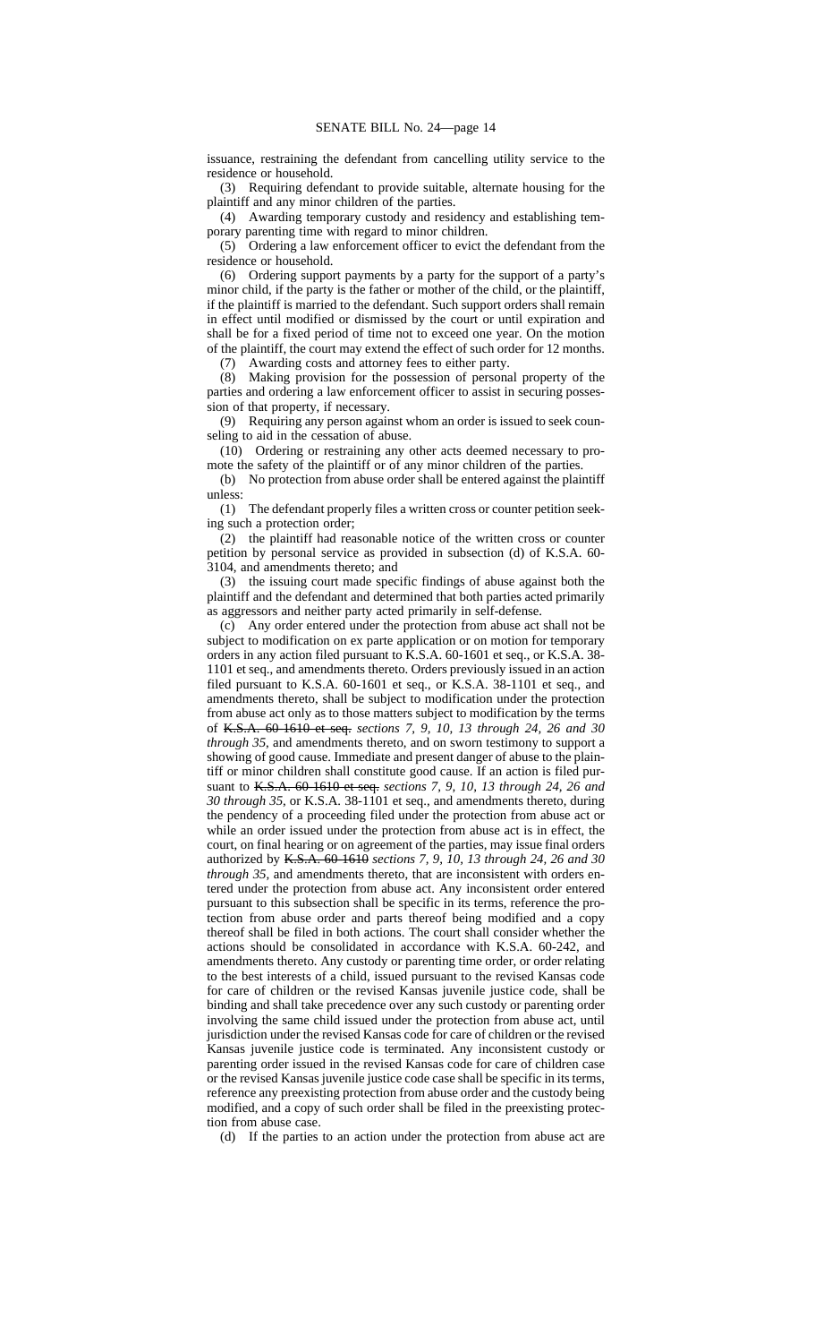issuance, restraining the defendant from cancelling utility service to the residence or household.

(3) Requiring defendant to provide suitable, alternate housing for the plaintiff and any minor children of the parties.

(4) Awarding temporary custody and residency and establishing temporary parenting time with regard to minor children.

(5) Ordering a law enforcement officer to evict the defendant from the residence or household.

(6) Ordering support payments by a party for the support of a party's minor child, if the party is the father or mother of the child, or the plaintiff, if the plaintiff is married to the defendant. Such support orders shall remain in effect until modified or dismissed by the court or until expiration and shall be for a fixed period of time not to exceed one year. On the motion of the plaintiff, the court may extend the effect of such order for 12 months.

(7) Awarding costs and attorney fees to either party.

(8) Making provision for the possession of personal property of the parties and ordering a law enforcement officer to assist in securing possession of that property, if necessary.

(9) Requiring any person against whom an order is issued to seek counseling to aid in the cessation of abuse.

(10) Ordering or restraining any other acts deemed necessary to promote the safety of the plaintiff or of any minor children of the parties.

(b) No protection from abuse order shall be entered against the plaintiff unless:

(1) The defendant properly files a written cross or counter petition seeking such a protection order;

(2) the plaintiff had reasonable notice of the written cross or counter petition by personal service as provided in subsection (d) of K.S.A. 60-3104, and amendments thereto; and

(3) the issuing court made specific findings of abuse against both the plaintiff and the defendant and determined that both parties acted primarily as aggressors and neither party acted primarily in self-defense.

(c) Any order entered under the protection from abuse act shall not be subject to modification on ex parte application or on motion for temporary orders in any action filed pursuant to K.S.A. 60-1601 et seq., or K.S.A. 38-1101 et seq., and amendments thereto. Orders previously issued in an action filed pursuant to K.S.A. 60-1601 et seq., or K.S.A. 38-1101 et seq., and amendments thereto, shall be subject to modification under the protection from abuse act only as to those matters subject to modification by the terms of ~~K.S.A. 60-1610 et seq.~~ *sections 7, 9, 10, 13 through 24, 26 and 30 through 35,* and amendments thereto, and on sworn testimony to support a showing of good cause. Immediate and present danger of abuse to the plaintiff or minor children shall constitute good cause. If an action is filed pursuant to ~~K.S.A. 60-1610 et seq.~~ *sections 7, 9, 10, 13 through 24, 26 and 30 through 35,* or K.S.A. 38-1101 et seq., and amendments thereto, during the pendency of a proceeding filed under the protection from abuse act or while an order issued under the protection from abuse act is in effect, the court, on final hearing or on agreement of the parties, may issue final orders authorized by ~~K.S.A. 60-1610~~ *sections 7, 9, 10, 13 through 24, 26 and 30 through 35,* and amendments thereto, that are inconsistent with orders entered under the protection from abuse act. Any inconsistent order entered pursuant to this subsection shall be specific in its terms, reference the protection from abuse order and parts thereof being modified and a copy thereof shall be filed in both actions. The court shall consider whether the actions should be consolidated in accordance with K.S.A. 60-242, and amendments thereto. Any custody or parenting time order, or order relating to the best interests of a child, issued pursuant to the revised Kansas code for care of children or the revised Kansas juvenile justice code, shall be binding and shall take precedence over any such custody or parenting order involving the same child issued under the protection from abuse act, until jurisdiction under the revised Kansas code for care of children or the revised Kansas juvenile justice code is terminated. Any inconsistent custody or parenting order issued in the revised Kansas code for care of children case or the revised Kansas juvenile justice code case shall be specific in its terms, reference any preexisting protection from abuse order and the custody being modified, and a copy of such order shall be filed in the preexisting protection from abuse case.

(d) If the parties to an action under the protection from abuse act are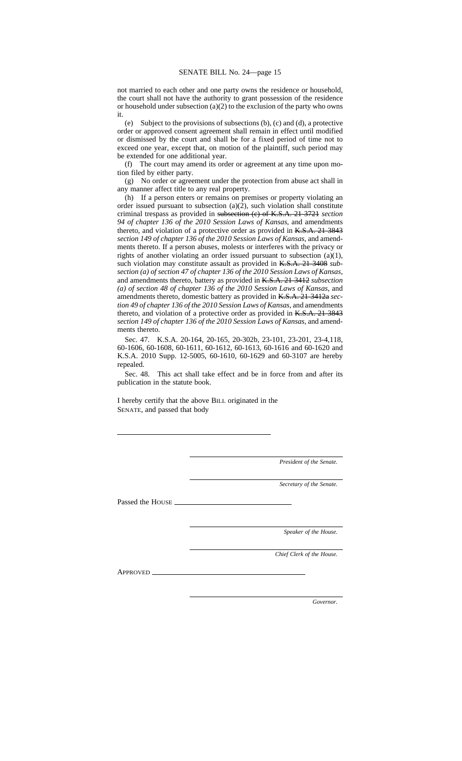not married to each other and one party owns the residence or household, the court shall not have the authority to grant possession of the residence or household under subsection (a)(2) to the exclusion of the party who owns it.

(e) Subject to the provisions of subsections (b), (c) and (d), a protective order or approved consent agreement shall remain in effect until modified or dismissed by the court and shall be for a fixed period of time not to exceed one year, except that, on motion of the plaintiff, such period may be extended for one additional year.

(f) The court may amend its order or agreement at any time upon motion filed by either party.

(g) No order or agreement under the protection from abuse act shall in any manner affect title to any real property.

(h) If a person enters or remains on premises or property violating an order issued pursuant to subsection (a)(2), such violation shall constitute criminal trespass as provided in ~~subsection (c) of K.S.A. 21-3721~~ *section 94 of chapter 136 of the 2010 Session Laws of Kansas*, and amendments thereto, and violation of a protective order as provided in ~~K.S.A. 21-3843~~ *section 149 of chapter 136 of the 2010 Session Laws of Kansas*, and amendments thereto. If a person abuses, molests or interferes with the privacy or rights of another violating an order issued pursuant to subsection (a)(1), such violation may constitute assault as provided in ~~K.S.A. 21-3408~~ *subsection (a) of section 47 of chapter 136 of the 2010 Session Laws of Kansas*, and amendments thereto, battery as provided in ~~K.S.A. 21-3412~~ *subsection (a) of section 48 of chapter 136 of the 2010 Session Laws of Kansas*, and amendments thereto, domestic battery as provided in ~~K.S.A. 21-3412a~~ *section 49 of chapter 136 of the 2010 Session Laws of Kansas*, and amendments thereto, and violation of a protective order as provided in ~~K.S.A. 21-3843~~ *section 149 of chapter 136 of the 2010 Session Laws of Kansas*, and amendments thereto.

Sec. 47. K.S.A. 20-164, 20-165, 20-302b, 23-101, 23-201, 23-4,118, 60-1606, 60-1608, 60-1611, 60-1612, 60-1613, 60-1616 and 60-1620 and K.S.A. 2010 Supp. 12-5005, 60-1610, 60-1629 and 60-3107 are hereby repealed.

Sec. 48. This act shall take effect and be in force from and after its publication in the statute book.

I hereby certify that the above BILL originated in the SENATE, and passed that body

\_\_\_\_\_\_\_\_\_\_\_\_\_\_\_\_\_\_\_\_\_\_\_\_\_\_\_\_\_\_

\_\_\_\_\_\_\_\_\_\_\_\_\_\_\_\_\_\_\_\_\_\_\_\_\_\_\_\_\_\_
*President of the Senate.*

\_\_\_\_\_\_\_\_\_\_\_\_\_\_\_\_\_\_\_\_\_\_\_\_\_\_\_\_\_\_
*Secretary of the Senate.*

Passed the HOUSE \_\_\_\_\_\_\_\_\_\_\_\_\_\_\_\_\_\_\_\_\_\_\_\_\_\_\_\_\_\_

\_\_\_\_\_\_\_\_\_\_\_\_\_\_\_\_\_\_\_\_\_\_\_\_\_\_\_\_\_\_
*Speaker of the House.*

\_\_\_\_\_\_\_\_\_\_\_\_\_\_\_\_\_\_\_\_\_\_\_\_\_\_\_\_\_\_
*Chief Clerk of the House.*

APPROVED \_\_\_\_\_\_\_\_\_\_\_\_\_\_\_\_\_\_\_\_\_\_\_\_\_\_\_\_\_\_

\_\_\_\_\_\_\_\_\_\_\_\_\_\_\_\_\_\_\_\_\_\_\_\_\_\_\_\_\_\_
*Governor.*